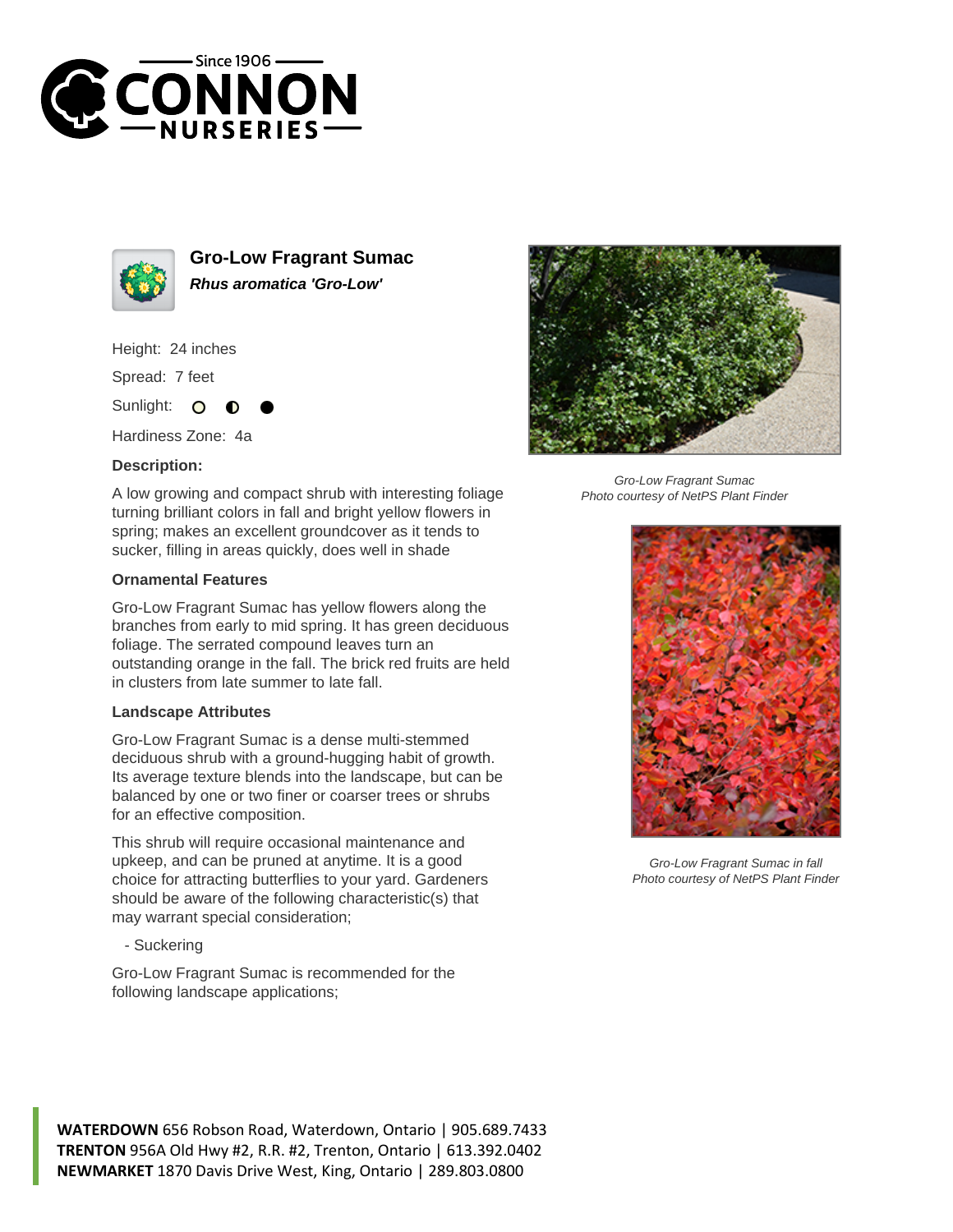Since 1906

# CONNON NURSERIES

## Gro-Low Fragrant Sumac

***Rhus aromatica 'Gro-Low'***

Height: 24 inches

Spread: 7 feet

Sunlight:

Hardiness Zone: 4a

### Description:

A low growing and compact shrub with interesting foliage turning brilliant colors in fall and bright yellow flowers in spring; makes an excellent groundcover as it tends to sucker, filling in areas quickly, does well in shade

### Ornamental Features

Gro-Low Fragrant Sumac has yellow flowers along the branches from early to mid spring. It has green deciduous foliage. The serrated compound leaves turn an outstanding orange in the fall. The brick red fruits are held in clusters from late summer to late fall.

### Landscape Attributes

Gro-Low Fragrant Sumac is a dense multi-stemmed deciduous shrub with a ground-hugging habit of growth. Its average texture blends into the landscape, but can be balanced by one or two finer or coarser trees or shrubs for an effective composition.

This shrub will require occasional maintenance and upkeep, and can be pruned at anytime. It is a good choice for attracting butterflies to your yard. Gardeners should be aware of the following characteristic(s) that may warrant special consideration;

- Suckering

Gro-Low Fragrant Sumac is recommended for the following landscape applications;

*Gro-Low Fragrant Sumac*
*Photo courtesy of NetPS Plant Finder*

*Gro-Low Fragrant Sumac in fall*
*Photo courtesy of NetPS Plant Finder*

**WATERDOWN** 656 Robson Road, Waterdown, Ontario | 905.689.7433
**TRENTON** 956A Old Hwy #2, R.R. #2, Trenton, Ontario | 613.392.0402
**NEWMARKET** 1870 Davis Drive West, King, Ontario | 289.803.0800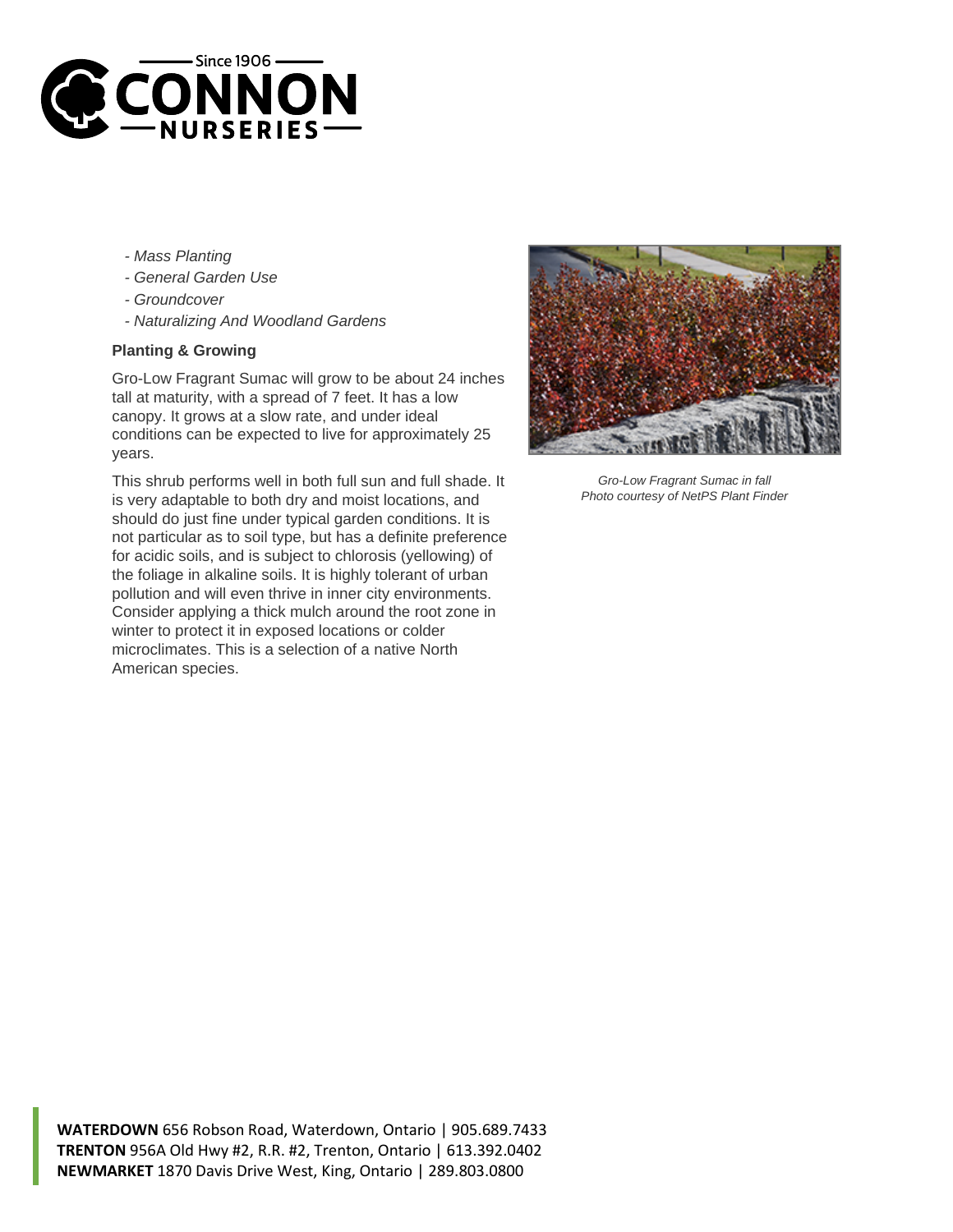- *Mass Planting*
- *General Garden Use*
- *Groundcover*
- *Naturalizing And Woodland Gardens*

**Planting & Growing**

Gro-Low Fragrant Sumac will grow to be about 24 inches tall at maturity, with a spread of 7 feet. It has a low canopy. It grows at a slow rate, and under ideal conditions can be expected to live for approximately 25 years.

This shrub performs well in both full sun and full shade. It is very adaptable to both dry and moist locations, and should do just fine under typical garden conditions. It is not particular as to soil type, but has a definite preference for acidic soils, and is subject to chlorosis (yellowing) of the foliage in alkaline soils. It is highly tolerant of urban pollution and will even thrive in inner city environments. Consider applying a thick mulch around the root zone in winter to protect it in exposed locations or colder microclimates. This is a selection of a native North American species.

*Gro-Low Fragrant Sumac in fall*
*Photo courtesy of NetPS Plant Finder*

**WATERDOWN** 656 Robson Road, Waterdown, Ontario | 905.689.7433
**TRENTON** 956A Old Hwy #2, R.R. #2, Trenton, Ontario | 613.392.0402
**NEWMARKET** 1870 Davis Drive West, King, Ontario | 289.803.0800